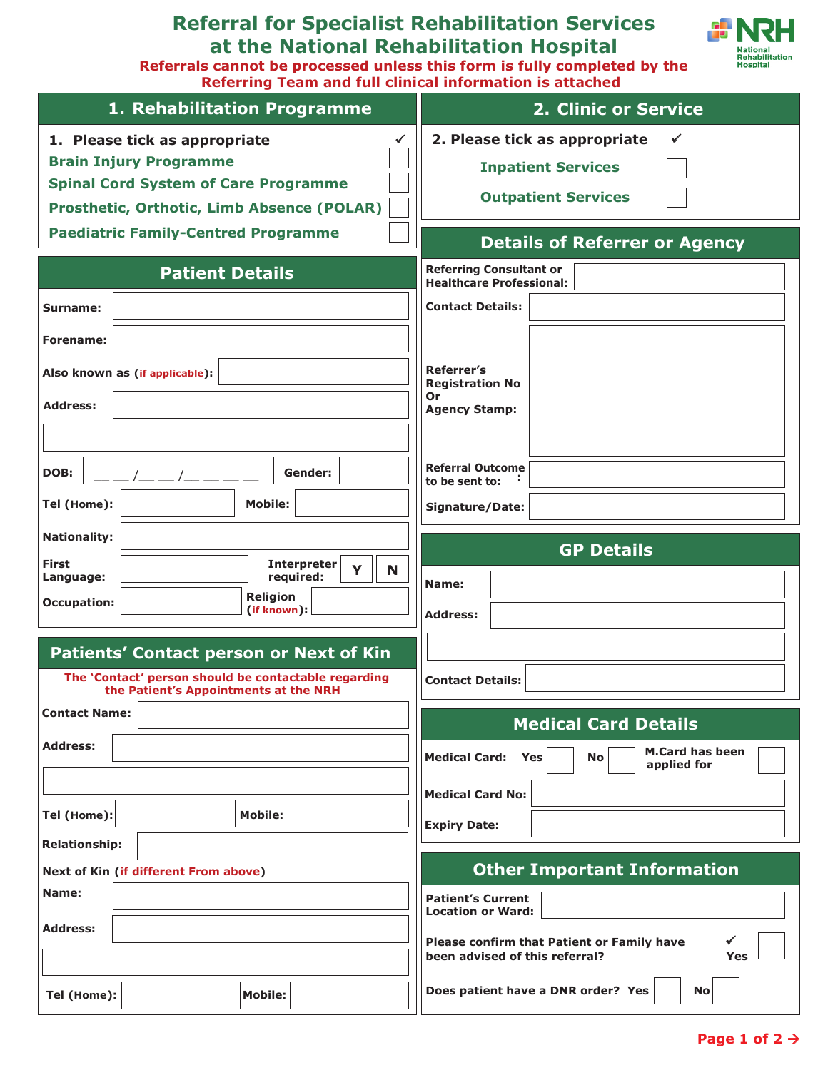# Referral for Specialist Rehabilitation Services at the National Rehabilitation Hospital

**Referrals cannot be processed unless this form is fully completed by the Referring Team and full clinical information is attached**

NRH National Rehabilitation Hospital

## 1. Rehabilitation Programme

**1. Please tick as appropriate** ✓

- Brain Injury Programme ☐
- Spinal Cord System of Care Programme ☐
- Prosthetic, Orthotic, Limb Absence (POLAR) ☐
- Paediatric Family-Centred Programme ☐

## 2. Clinic or Service

**2. Please tick as appropriate** ✓

- Inpatient Services ☐
- Outpatient Services ☐

## Patient Details

**Surname:**

**Forename:**

**Also known as (if applicable):**

**Address:**

**DOB:** __ __/__ __/__ __ __ __ **Gender:**

**Tel (Home):** **Mobile:**

**Nationality:**

**First Language:** **Interpreter required:** Y N

**Occupation:** **Religion (if known):**

## Details of Referrer or Agency

**Referring Consultant or Healthcare Professional:**

**Contact Details:**

**Referrer's Registration No Or Agency Stamp:**

**Referral Outcome to be sent to:**

**Signature/Date:**

## GP Details

**Name:**

**Address:**

**Contact Details:**

## Patients' Contact person or Next of Kin

**The 'Contact' person should be contactable regarding the Patient's Appointments at the NRH**

**Contact Name:**

**Address:**

**Tel (Home):** **Mobile:**

**Relationship:**

**Next of Kin (if different From above)**

**Name:**

**Address:**

**Tel (Home):** **Mobile:**

## Medical Card Details

**Medical Card:** Yes ☐ No ☐ **M.Card has been applied for** ☐

**Medical Card No:**

**Expiry Date:**

## Other Important Information

**Patient's Current Location or Ward:**

**Please confirm that Patient or Family have been advised of this referral?** ✓ Yes ☐

**Does patient have a DNR order?** Yes ☐ No ☐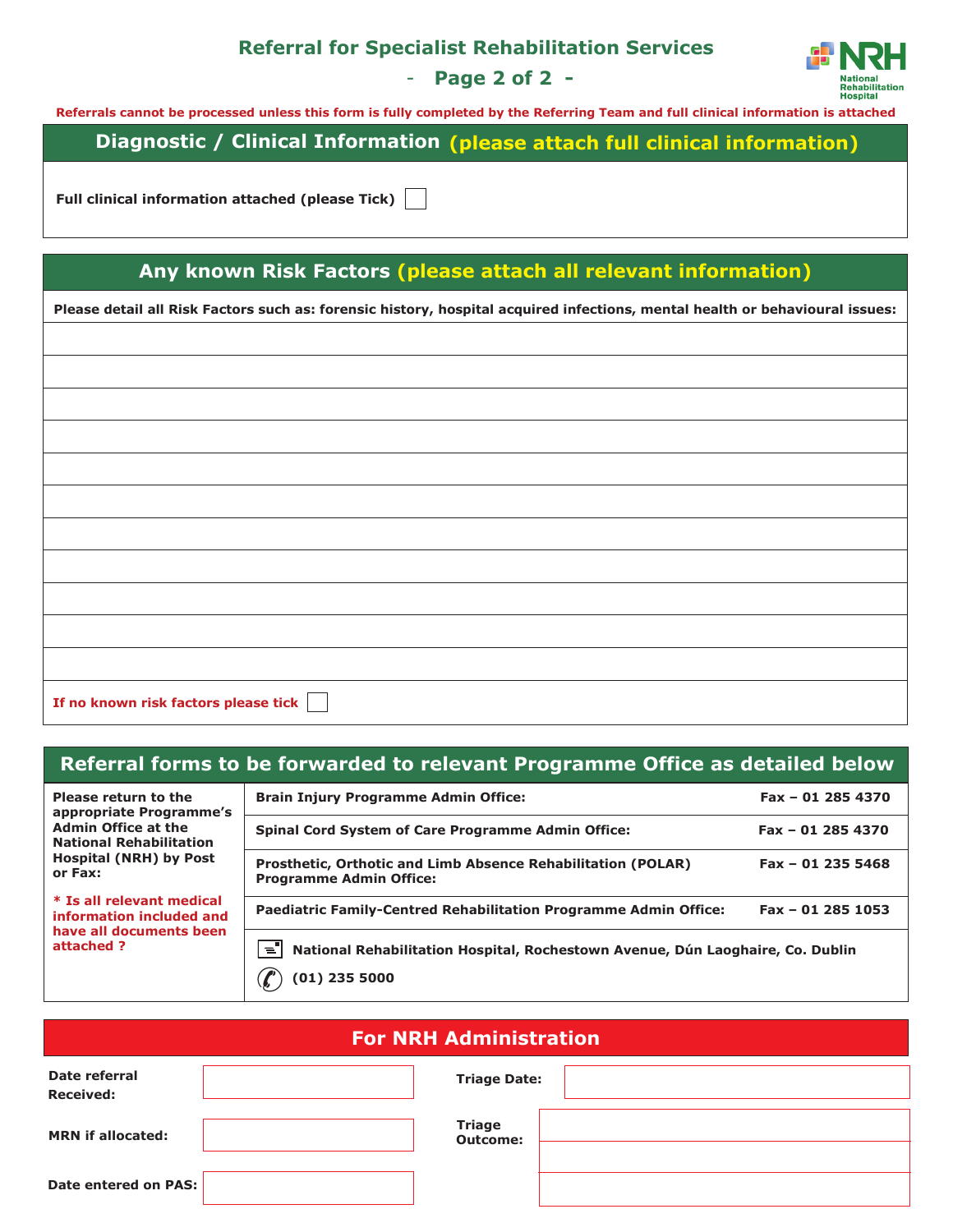# Referral for Specialist Rehabilitation Services

**Referrals cannot be processed unless this form is fully completed by the Referring Team and full clinical information is attached**

## Diagnostic / Clinical Information (please attach full clinical information)

**Full clinical information attached (please Tick)** ☐

## Any known Risk Factors (please attach all relevant information)

**Please detail all Risk Factors such as: forensic history, hospital acquired infections, mental health or behavioural issues:**

**If no known risk factors please tick** ☐

## Referral forms to be forwarded to relevant Programme Office as detailed below

**Please return to the appropriate Programme's Admin Office at the National Rehabilitation Hospital (NRH) by Post or Fax:**

*** Is all relevant medical information included and have all documents been attached ?**

| | |
|---|---|
| **Brain Injury Programme Admin Office:** | **Fax – 01 285 4370** |
| **Spinal Cord System of Care Programme Admin Office:** | **Fax – 01 285 4370** |
| **Prosthetic, Orthotic and Limb Absence Rehabilitation (POLAR) Programme Admin Office:** | **Fax – 01 235 5468** |
| **Paediatric Family-Centred Rehabilitation Programme Admin Office:** | **Fax – 01 285 1053** |

**National Rehabilitation Hospital, Rochestown Avenue, Dún Laoghaire, Co. Dublin**

**(01) 235 5000**

## For NRH Administration

| | | | |
|---|---|---|---|
| **Date referral Received:** | | **Triage Date:** | |
| **MRN if allocated:** | | **Triage Outcome:** | |
| **Date entered on PAS:** | | | |